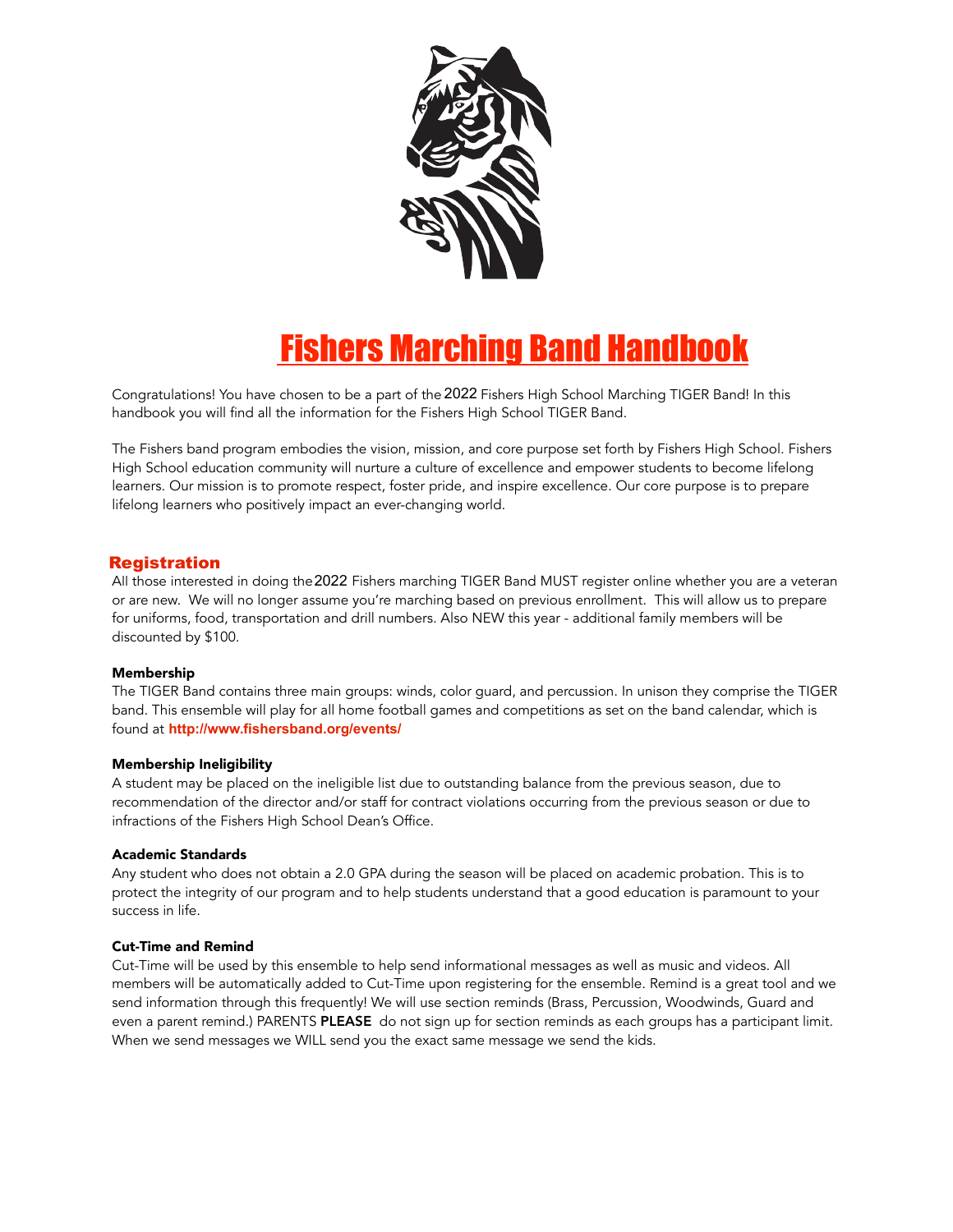# Fishers Marching Band Handbook

Congratulations! You have chosen to be a part of the 2022 Fishers High School Marching TIGER Band! In this handbook you will find all the information for the Fishers High School TIGER Band.

The Fishers band program embodies the vision, mission, and core purpose set forth by Fishers High School. Fishers High School education community will nurture a culture of excellence and empower students to become lifelong learners. Our mission is to promote respect, foster pride, and inspire excellence. Our core purpose is to prepare lifelong learners who positively impact an ever-changing world.

## Registration

All those interested in doing the 2022 Fishers marching TIGER Band MUST register online whether you are a veteran or are new. We will no longer assume you're marching based on previous enrollment. This will allow us to prepare for uniforms, food, transportation and drill numbers. Also NEW this year - additional family members will be discounted by $100.

### Membership

The TIGER Band contains three main groups: winds, color guard, and percussion. In unison they comprise the TIGER band. This ensemble will play for all home football games and competitions as set on the band calendar, which is found at **http://www.fishersband.org/events/**

### Membership Ineligibility

A student may be placed on the ineligible list due to outstanding balance from the previous season, due to recommendation of the director and/or staff for contract violations occurring from the previous season or due to infractions of the Fishers High School Dean's Office.

### Academic Standards

Any student who does not obtain a 2.0 GPA during the season will be placed on academic probation. This is to protect the integrity of our program and to help students understand that a good education is paramount to your success in life.

### Cut-Time and Remind

Cut-Time will be used by this ensemble to help send informational messages as well as music and videos. All members will be automatically added to Cut-Time upon registering for the ensemble. Remind is a great tool and we send information through this frequently! We will use section reminds (Brass, Percussion, Woodwinds, Guard and even a parent remind.) PARENTS **PLEASE** do not sign up for section reminds as each groups has a participant limit. When we send messages we WILL send you the exact same message we send the kids.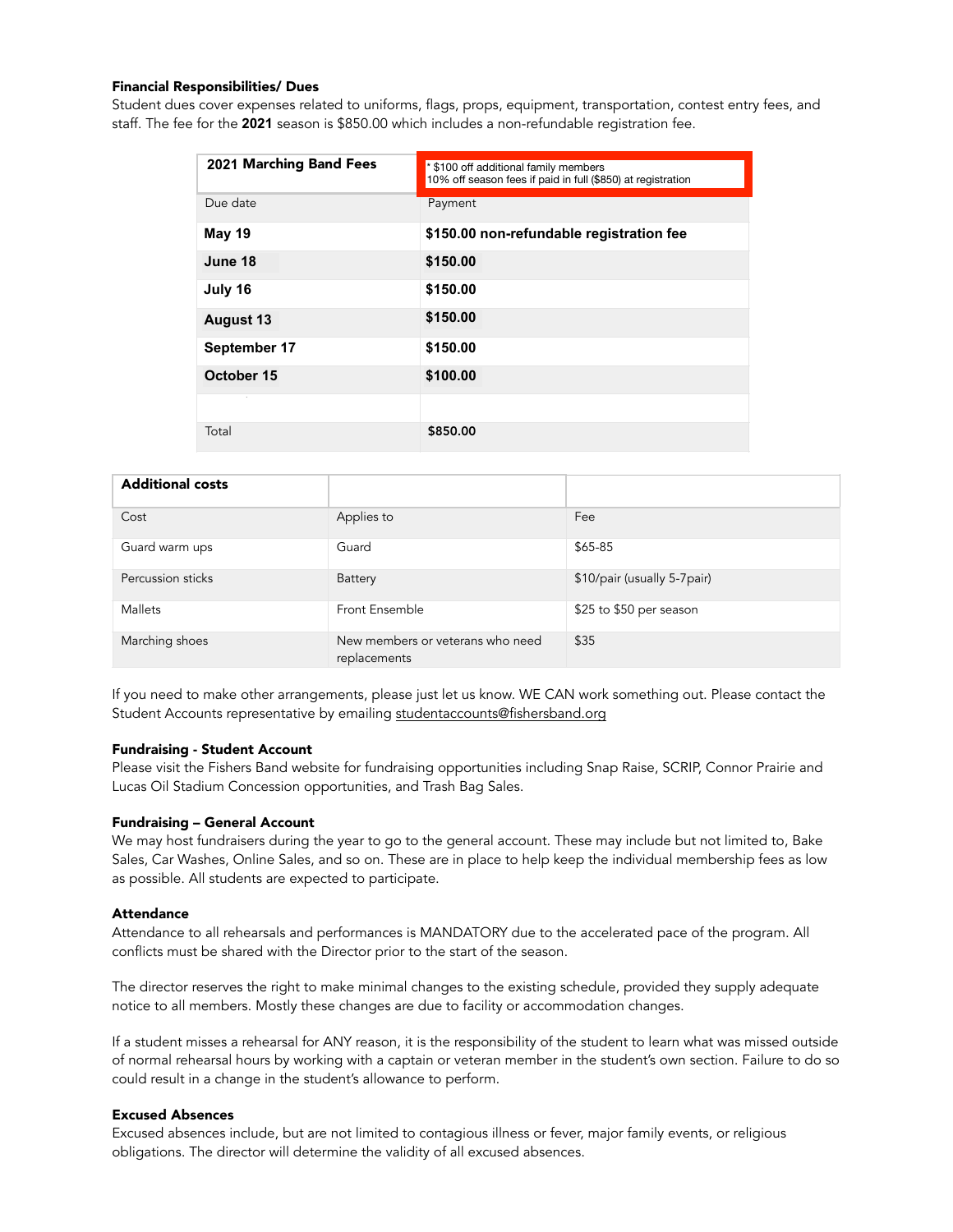**Financial Responsibilities/ Dues**

Student dues cover expenses related to uniforms, flags, props, equipment, transportation, contest entry fees, and staff. The fee for the **2021** season is $850.00 which includes a non-refundable registration fee.

| **2021 Marching Band Fees** | * $100 off additional family members<br>10% off season fees if paid in full ($850) at registration |
|---|---|
| Due date | Payment |
| **May 19** | **$150.00 non-refundable registration fee** |
| **June 18** | **$150.00** |
| **July 16** | **$150.00** |
| **August 13** | **$150.00** |
| **September 17** | **$150.00** |
| **October 15** | **$100.00** |
| | |
| Total | **$850.00** |

| **Additional costs** | | |
|---|---|---|
| Cost | Applies to | Fee |
| Guard warm ups | Guard | $65-85 |
| Percussion sticks | Battery | $10/pair (usually 5-7pair) |
| Mallets | Front Ensemble | $25 to $50 per season |
| Marching shoes | New members or veterans who need replacements | $35 |

If you need to make other arrangements, please just let us know. WE CAN work something out. Please contact the Student Accounts representative by emailing studentaccounts@fishersband.org

**Fundraising - Student Account**

Please visit the Fishers Band website for fundraising opportunities including Snap Raise, SCRIP, Connor Prairie and Lucas Oil Stadium Concession opportunities, and Trash Bag Sales.

**Fundraising – General Account**

We may host fundraisers during the year to go to the general account. These may include but not limited to, Bake Sales, Car Washes, Online Sales, and so on. These are in place to help keep the individual membership fees as low as possible. All students are expected to participate.

**Attendance**

Attendance to all rehearsals and performances is MANDATORY due to the accelerated pace of the program. All conflicts must be shared with the Director prior to the start of the season.

The director reserves the right to make minimal changes to the existing schedule, provided they supply adequate notice to all members. Mostly these changes are due to facility or accommodation changes.

If a student misses a rehearsal for ANY reason, it is the responsibility of the student to learn what was missed outside of normal rehearsal hours by working with a captain or veteran member in the student's own section. Failure to do so could result in a change in the student's allowance to perform.

**Excused Absences**

Excused absences include, but are not limited to contagious illness or fever, major family events, or religious obligations. The director will determine the validity of all excused absences.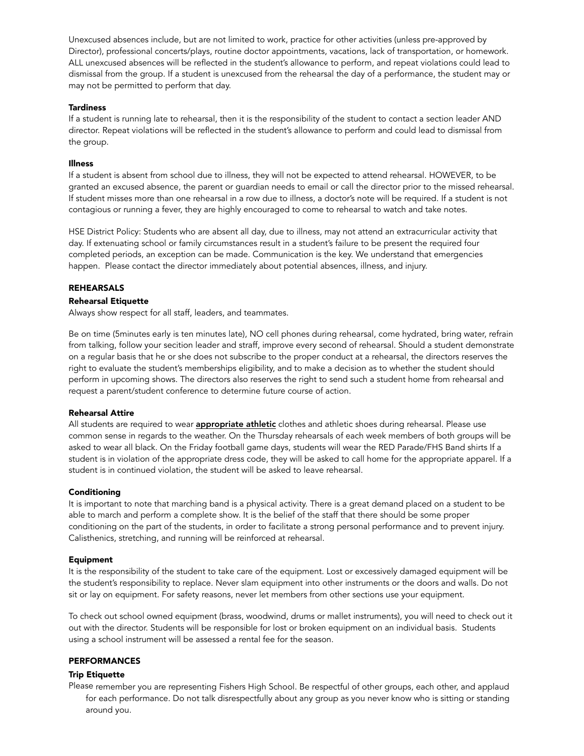Unexcused absences include, but are not limited to work, practice for other activities (unless pre-approved by Director), professional concerts/plays, routine doctor appointments, vacations, lack of transportation, or homework. ALL unexcused absences will be reflected in the student's allowance to perform, and repeat violations could lead to dismissal from the group. If a student is unexcused from the rehearsal the day of a performance, the student may or may not be permitted to perform that day.

**Tardiness**

If a student is running late to rehearsal, then it is the responsibility of the student to contact a section leader AND director. Repeat violations will be reflected in the student's allowance to perform and could lead to dismissal from the group.

**Illness**

If a student is absent from school due to illness, they will not be expected to attend rehearsal. HOWEVER, to be granted an excused absence, the parent or guardian needs to email or call the director prior to the missed rehearsal. If student misses more than one rehearsal in a row due to illness, a doctor's note will be required. If a student is not contagious or running a fever, they are highly encouraged to come to rehearsal to watch and take notes.

HSE District Policy: Students who are absent all day, due to illness, may not attend an extracurricular activity that day. If extenuating school or family circumstances result in a student's failure to be present the required four completed periods, an exception can be made. Communication is the key. We understand that emergencies happen. Please contact the director immediately about potential absences, illness, and injury.

## REHEARSALS

**Rehearsal Etiquette**

Always show respect for all staff, leaders, and teammates.

Be on time (5minutes early is ten minutes late), NO cell phones during rehearsal, come hydrated, bring water, refrain from talking, follow your secition leader and sraff, improve every second of rehearsal. Should a student demonstrate on a regular basis that he or she does not subscribe to the proper conduct at a rehearsal, the directors reserves the right to evaluate the student's memberships eligibility, and to make a decision as to whether the student should perform in upcoming shows. The directors also reserves the right to send such a student home from rehearsal and request a parent/student conference to determine future course of action.

**Rehearsal Attire**

All students are required to wear **appropriate athletic** clothes and athletic shoes during rehearsal. Please use common sense in regards to the weather. On the Thursday rehearsals of each week members of both groups will be asked to wear all black. On the Friday football game days, students will wear the RED Parade/FHS Band shirts If a student is in violation of the appropriate dress code, they will be asked to call home for the appropriate apparel. If a student is in continued violation, the student will be asked to leave rehearsal.

**Conditioning**

It is important to note that marching band is a physical activity. There is a great demand placed on a student to be able to march and perform a complete show. It is the belief of the staff that there should be some proper conditioning on the part of the students, in order to facilitate a strong personal performance and to prevent injury. Calisthenics, stretching, and running will be reinforced at rehearsal.

**Equipment**

It is the responsibility of the student to take care of the equipment. Lost or excessively damaged equipment will be the student's responsibility to replace. Never slam equipment into other instruments or the doors and walls. Do not sit or lay on equipment. For safety reasons, never let members from other sections use your equipment.

To check out school owned equipment (brass, woodwind, drums or mallet instruments), you will need to check out it out with the director. Students will be responsible for lost or broken equipment on an individual basis. Students using a school instrument will be assessed a rental fee for the season.

## PERFORMANCES

**Trip Etiquette**

Please remember you are representing Fishers High School. Be respectful of other groups, each other, and applaud for each performance. Do not talk disrespectfully about any group as you never know who is sitting or standing around you.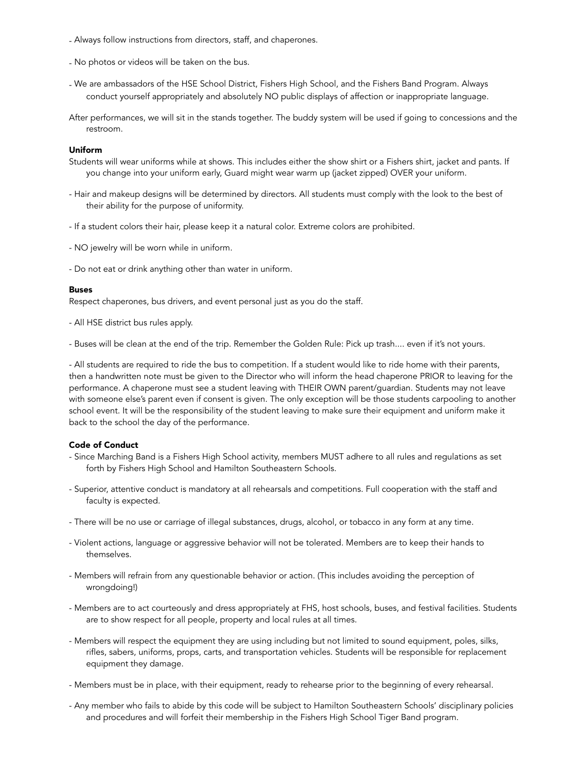- Always follow instructions from directors, staff, and chaperones.
- No photos or videos will be taken on the bus.
- We are ambassadors of the HSE School District, Fishers High School, and the Fishers Band Program. Always conduct yourself appropriately and absolutely NO public displays of affection or inappropriate language.

After performances, we will sit in the stands together. The buddy system will be used if going to concessions and the restroom.

**Uniform**

Students will wear uniforms while at shows. This includes either the show shirt or a Fishers shirt, jacket and pants. If you change into your uniform early, Guard might wear warm up (jacket zipped) OVER your uniform.

- Hair and makeup designs will be determined by directors. All students must comply with the look to the best of their ability for the purpose of uniformity.
- If a student colors their hair, please keep it a natural color. Extreme colors are prohibited.
- NO jewelry will be worn while in uniform.
- Do not eat or drink anything other than water in uniform.

**Buses**

Respect chaperones, bus drivers, and event personal just as you do the staff.

- All HSE district bus rules apply.
- Buses will be clean at the end of the trip. Remember the Golden Rule: Pick up trash.... even if it's not yours.
- All students are required to ride the bus to competition. If a student would like to ride home with their parents, then a handwritten note must be given to the Director who will inform the head chaperone PRIOR to leaving for the performance. A chaperone must see a student leaving with THEIR OWN parent/guardian. Students may not leave with someone else's parent even if consent is given. The only exception will be those students carpooling to another school event. It will be the responsibility of the student leaving to make sure their equipment and uniform make it back to the school the day of the performance.

**Code of Conduct**

- Since Marching Band is a Fishers High School activity, members MUST adhere to all rules and regulations as set forth by Fishers High School and Hamilton Southeastern Schools.
- Superior, attentive conduct is mandatory at all rehearsals and competitions. Full cooperation with the staff and faculty is expected.
- There will be no use or carriage of illegal substances, drugs, alcohol, or tobacco in any form at any time.
- Violent actions, language or aggressive behavior will not be tolerated. Members are to keep their hands to themselves.
- Members will refrain from any questionable behavior or action. (This includes avoiding the perception of wrongdoing!)
- Members are to act courteously and dress appropriately at FHS, host schools, buses, and festival facilities. Students are to show respect for all people, property and local rules at all times.
- Members will respect the equipment they are using including but not limited to sound equipment, poles, silks, rifles, sabers, uniforms, props, carts, and transportation vehicles. Students will be responsible for replacement equipment they damage.
- Members must be in place, with their equipment, ready to rehearse prior to the beginning of every rehearsal.
- Any member who fails to abide by this code will be subject to Hamilton Southeastern Schools' disciplinary policies and procedures and will forfeit their membership in the Fishers High School Tiger Band program.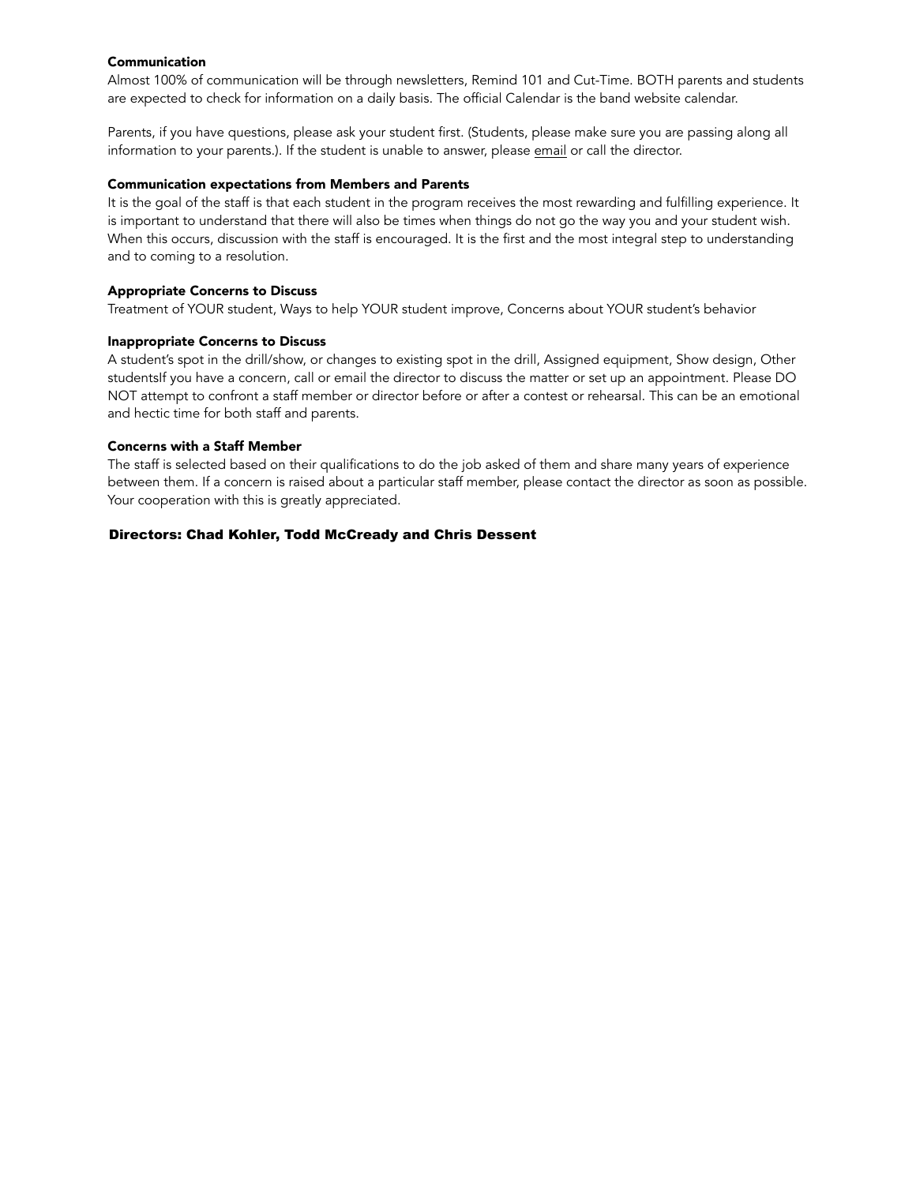**Communication**

Almost 100% of communication will be through newsletters, Remind 101 and Cut-Time. BOTH parents and students are expected to check for information on a daily basis. The official Calendar is the band website calendar.

Parents, if you have questions, please ask your student first. (Students, please make sure you are passing along all information to your parents.). If the student is unable to answer, please email or call the director.

**Communication expectations from Members and Parents**

It is the goal of the staff is that each student in the program receives the most rewarding and fulfilling experience. It is important to understand that there will also be times when things do not go the way you and your student wish. When this occurs, discussion with the staff is encouraged. It is the first and the most integral step to understanding and to coming to a resolution.

**Appropriate Concerns to Discuss**

Treatment of YOUR student, Ways to help YOUR student improve, Concerns about YOUR student's behavior

**Inappropriate Concerns to Discuss**

A student's spot in the drill/show, or changes to existing spot in the drill, Assigned equipment, Show design, Other studentsIf you have a concern, call or email the director to discuss the matter or set up an appointment. Please DO NOT attempt to confront a staff member or director before or after a contest or rehearsal. This can be an emotional and hectic time for both staff and parents.

**Concerns with a Staff Member**

The staff is selected based on their qualifications to do the job asked of them and share many years of experience between them. If a concern is raised about a particular staff member, please contact the director as soon as possible. Your cooperation with this is greatly appreciated.

**Directors: Chad Kohler, Todd McCready and Chris Dessent**